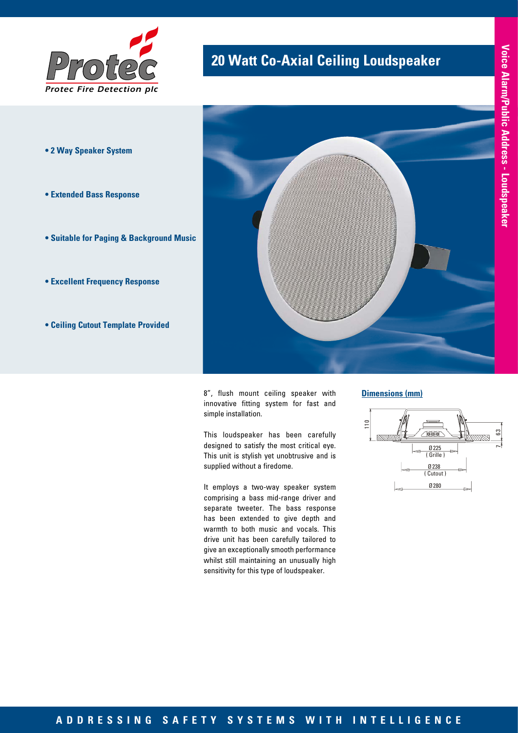Protec Fire Detection plc

# 20 Watt Co-Axial Ceiling Loudspeaker

Voice Alarm/Public Address - Loudspeaker

- **2 Way Speaker System**
- **Extended Bass Response**
- **Suitable for Paging & Background Music**
- **Excellent Frequency Response**
- **Ceiling Cutout Template Provided**

8", flush mount ceiling speaker with innovative fitting system for fast and simple installation.

This loudspeaker has been carefully designed to satisfy the most critical eye. This unit is stylish yet unobtrusive and is supplied without a firedome.

It employs a two-way speaker system comprising a bass mid-range driver and separate tweeter. The bass response has been extended to give depth and warmth to both music and vocals. This drive unit has been carefully tailored to give an exceptionally smooth performance whilst still maintaining an unusually high sensitivity for this type of loudspeaker.

## Dimensions (mm)

110

63

7

Ø 225 (Grille)

Ø 238 (Cutout)

Ø 280

ADDRESSING SAFETY SYSTEMS WITH INTELLIGENCE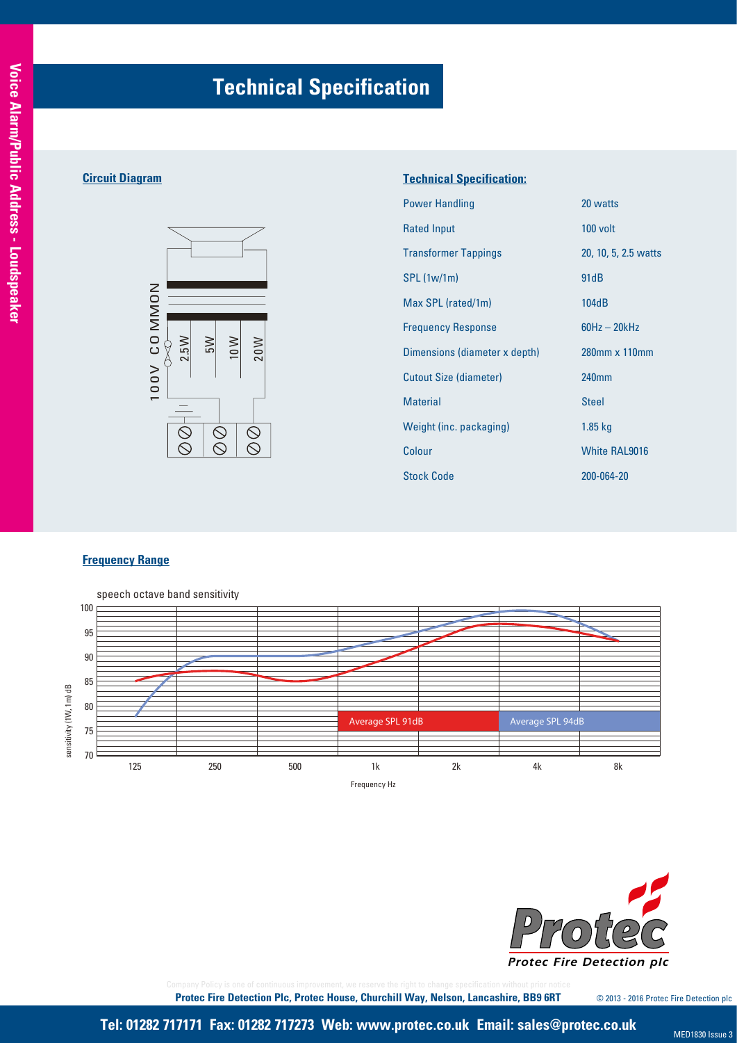# Technical Specification

Voice Alarm/Public Address - Loudspeaker

## Circuit Diagram

100V COMMON

2.5W

5W

10W

20W

## Technical Specification:

| | |
|---|---|
| Power Handling | 20 watts |
| Rated Input | 100 volt |
| Transformer Tappings | 20, 10, 5, 2.5 watts |
| SPL (1w/1m) | 91dB |
| Max SPL (rated/1m) | 104dB |
| Frequency Response | 60Hz – 20kHz |
| Dimensions (diameter x depth) | 280mm x 110mm |
| Cutout Size (diameter) | 240mm |
| Material | Steel |
| Weight (inc. packaging) | 1.85 kg |
| Colour | White RAL9016 |
| Stock Code | 200-064-20 |

## Frequency Range

speech octave band sensitivity

sensitivity (1W, 1m) dB

100
95
90
85
80
75
70

Average SPL 91dB

Average SPL 94dB

125
250
500
1k
2k
4k
8k

Frequency Hz

Protec Fire Detection plc

Company Policy is one of continuous improvement, we reserve the right to change specification without prior notice

**Protec Fire Detection Plc, Protec House, Churchill Way, Nelson, Lancashire, BB9 6RT**

© 2013 - 2016 Protec Fire Detection plc

**Tel: 01282 717171 Fax: 01282 717273 Web: www.protec.co.uk Email: sales@protec.co.uk**

MED1830 Issue 3